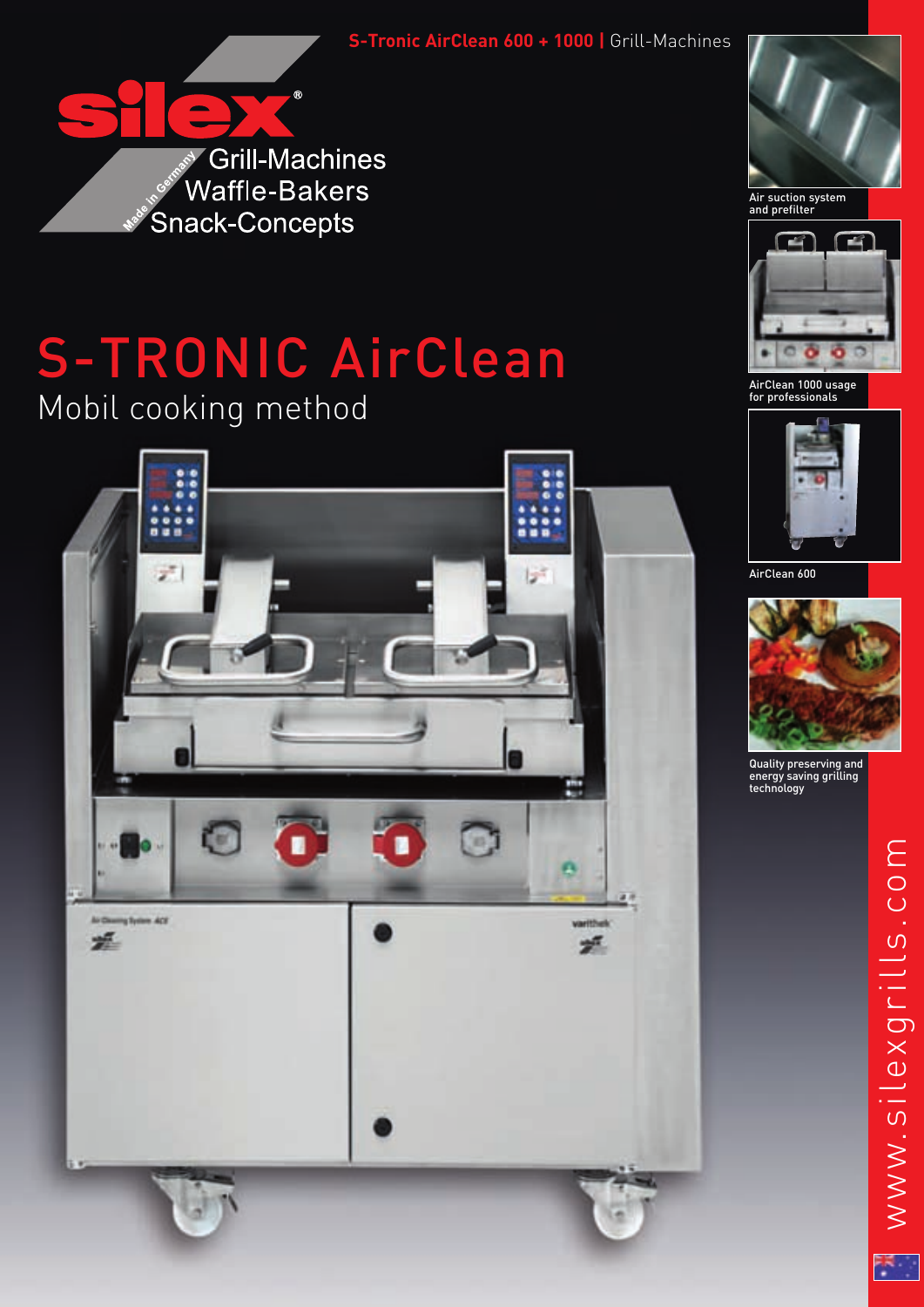S-Tronic AirClean 600 + 1000 | Grill-Machines

silex®

Made in Germany

Grill-Machines
Waffle-Bakers
Snack-Concepts

# S-TRONIC AirClean

## Mobil cooking method

Air suction system and prefilter

AirClean 1000 usage for professionals

AirClean 600

Quality preserving and energy saving grilling technology

www.silexgrills.com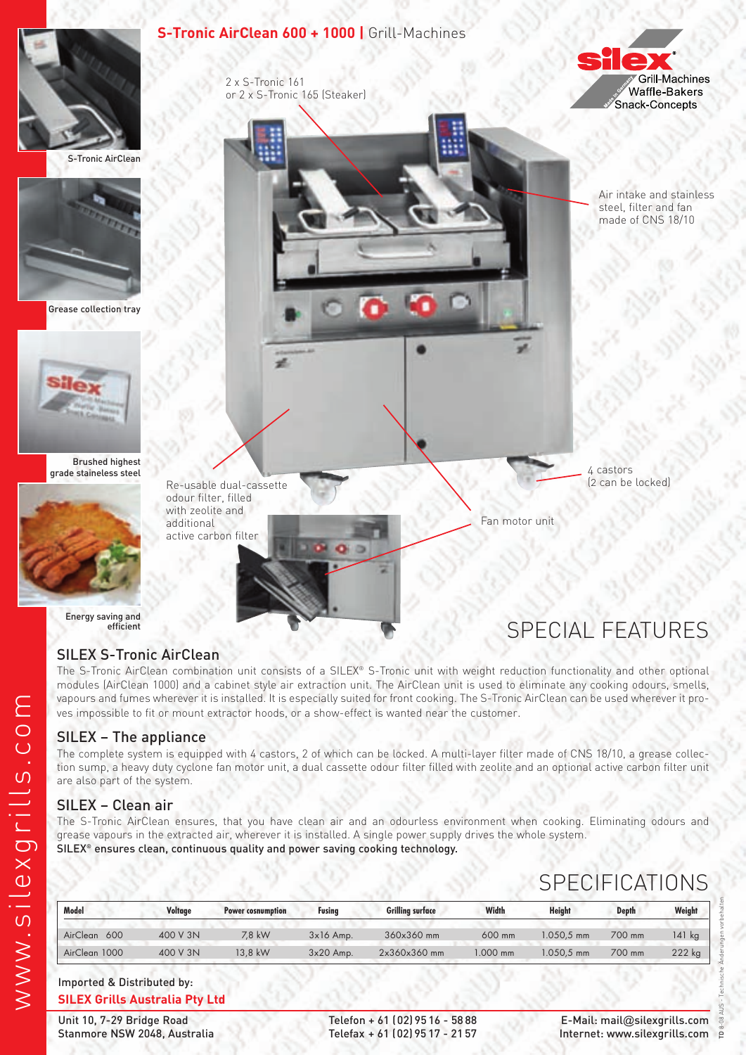# S-Tronic AirClean 600 + 1000 | Grill-Machines

silex® Grill-Machines Waffle-Bakers Snack-Concepts

S-Tronic AirClean

Grease collection tray

Brushed highest grade staineless steel

Energy saving and efficient

2 x S-Tronic 161
or 2 x S-Tronic 165 (Steaker)

Air intake and stainless steel, filter and fan made of CNS 18/10

4 castors
(2 can be locked)

Fan motor unit

Re-usable dual-cassette odour filter, filled with zeolite and additional active carbon filter

## SPECIAL FEATURES

### SILEX S-Tronic AirClean

The S-Tronic AirClean combination unit consists of a SILEX® S-Tronic unit with weight reduction functionality and other optional modules (AirClean 1000) and a cabinet style air extraction unit. The AirClean unit is used to eliminate any cooking odours, smells, vapours and fumes wherever it is installed. It is especially suited for front cooking. The S-Tronic AirClean can be used wherever it proves impossible to fit or mount extractor hoods, or a show-effect is wanted near the customer.

### SILEX – The appliance

The complete system is equipped with 4 castors, 2 of which can be locked. A multi-layer filter made of CNS 18/10, a grease collection sump, a heavy duty cyclone fan motor unit, a dual cassette odour filter filled with zeolite and an optional active carbon filter unit are also part of the system.

### SILEX – Clean air

The S-Tronic AirClean ensures, that you have clean air and an odourless environment when cooking. Eliminating odours and grease vapours in the extracted air, wherever it is installed. A single power supply drives the whole system.
**SILEX® ensures clean, continuous quality and power saving cooking technology.**

## SPECIFICATIONS

| Model | Voltage | Power cosnumption | Fusing | Grilling surface | Width | Height | Depth | Weight |
|---|---|---|---|---|---|---|---|---|
| AirClean 600 | 400 V 3N | 7,8 kW | 3x16 Amp. | 360x360 mm | 600 mm | 1.050,5 mm | 700 mm | 141 kg |
| AirClean 1000 | 400 V 3N | 13,8 kW | 3x20 Amp. | 2x360x360 mm | 1.000 mm | 1.050,5 mm | 700 mm | 222 kg |

Imported & Distributed by:
**SILEX Grills Australia Pty Ltd**

Unit 10, 7-29 Bridge Road
Stanmore NSW 2048, Australia

Telefon + 61 (02) 95 16 - 58 88
Telefax + 61 (02) 95 17 - 21 57

E-Mail: mail@silexgrills.com
Internet: www.silexgrills.com

www.silexgrills.com

TD 8-08 AUS – Technische Änderungen vorbehalten